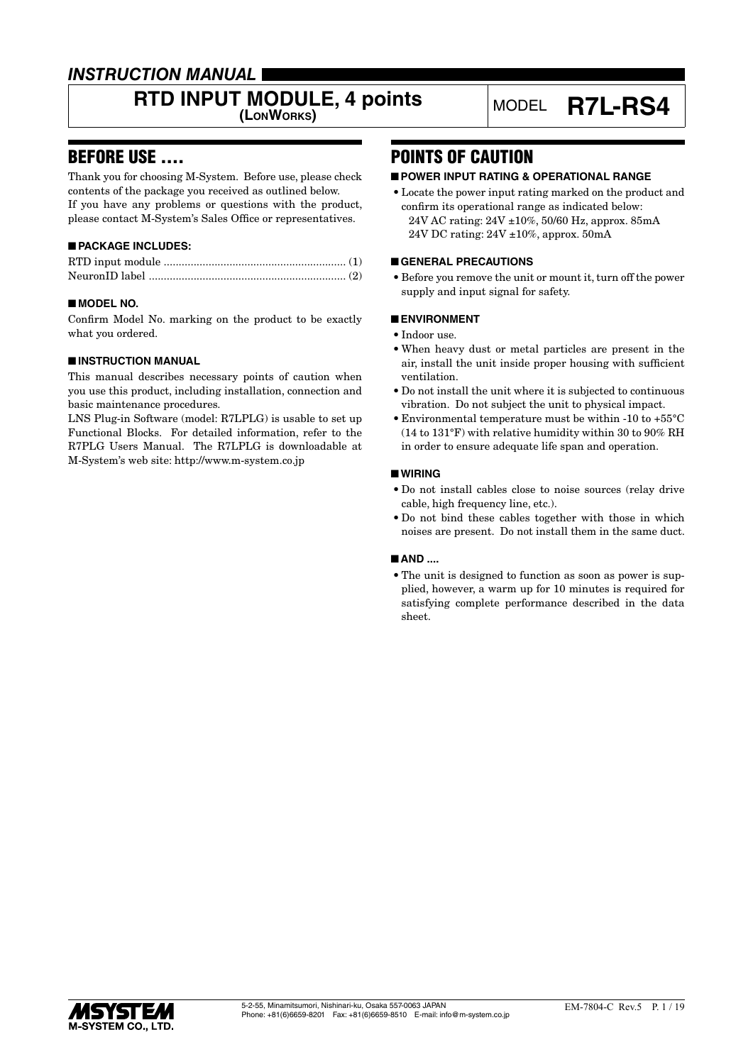*INSTRUCTION MANUAL*

# RTD INPUT MODULE, 4 points (LONWORKS)

MODEL **R7L-RS4**

## BEFORE USE ....

Thank you for choosing M-System. Before use, please check contents of the package you received as outlined below.
If you have any problems or questions with the product, please contact M-System's Sales Office or representatives.

### ■ PACKAGE INCLUDES:

RTD input module ............................................................ (1)
NeuronID label ................................................................. (2)

### ■ MODEL NO.

Confirm Model No. marking on the product to be exactly what you ordered.

### ■ INSTRUCTION MANUAL

This manual describes necessary points of caution when you use this product, including installation, connection and basic maintenance procedures.
LNS Plug-in Software (model: R7LPLG) is usable to set up Functional Blocks. For detailed information, refer to the R7PLG Users Manual. The R7LPLG is downloadable at M-System's web site: http://www.m-system.co.jp

## POINTS OF CAUTION

### ■ POWER INPUT RATING & OPERATIONAL RANGE

- Locate the power input rating marked on the product and confirm its operational range as indicated below:
  24V AC rating: 24V ±10%, 50/60 Hz, approx. 85mA
  24V DC rating: 24V ±10%, approx. 50mA

### ■ GENERAL PRECAUTIONS

- Before you remove the unit or mount it, turn off the power supply and input signal for safety.

### ■ ENVIRONMENT

- Indoor use.
- When heavy dust or metal particles are present in the air, install the unit inside proper housing with sufficient ventilation.
- Do not install the unit where it is subjected to continuous vibration. Do not subject the unit to physical impact.
- Environmental temperature must be within -10 to +55°C (14 to 131°F) with relative humidity within 30 to 90% RH in order to ensure adequate life span and operation.

### ■ WIRING

- Do not install cables close to noise sources (relay drive cable, high frequency line, etc.).
- Do not bind these cables together with those in which noises are present. Do not install them in the same duct.

### ■ AND ....

- The unit is designed to function as soon as power is supplied, however, a warm up for 10 minutes is required for satisfying complete performance described in the data sheet.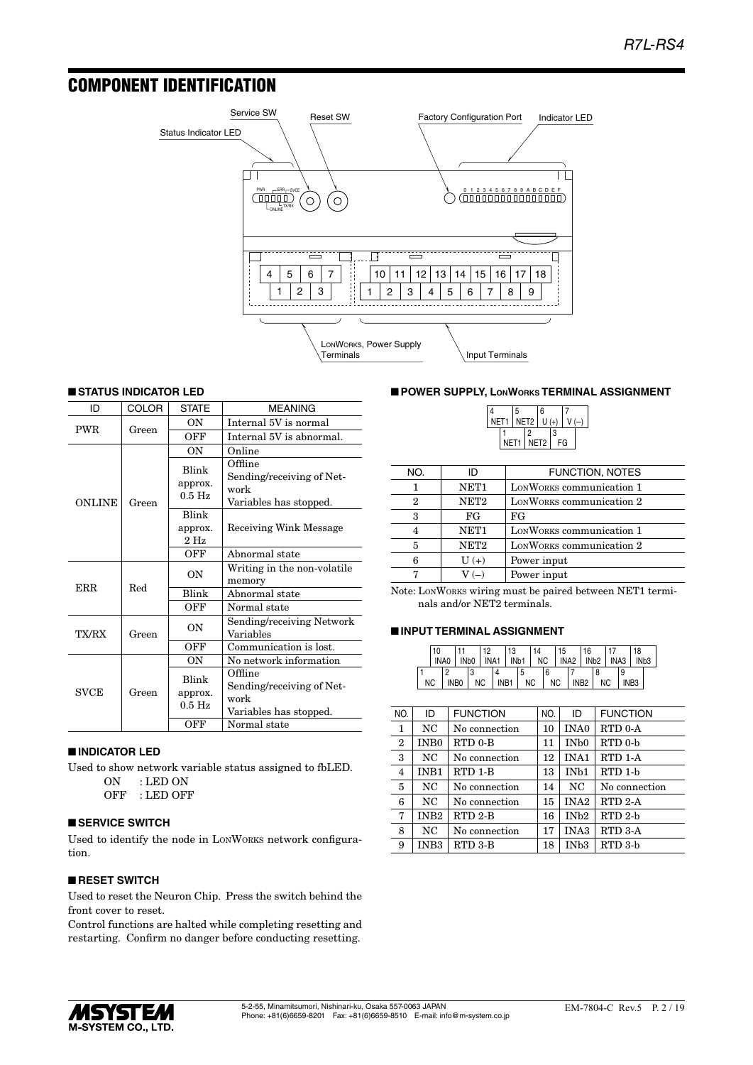## COMPONENT IDENTIFICATION

Service SW, Reset SW, Factory Configuration Port, Indicator LED, Status Indicator LED

LONWORKS, Power Supply Terminals; Input Terminals

### ■ STATUS INDICATOR LED

| ID | COLOR | STATE | MEANING |
|---|---|---|---|
| PWR | Green | ON | Internal 5V is normal |
| | | OFF | Internal 5V is abnormal. |
| ONLINE | Green | ON | Online |
| | | Blink approx. 0.5 Hz | Offline Sending/receiving of Network Variables has stopped. |
| | | Blink approx. 2 Hz | Receiving Wink Message |
| | | OFF | Abnormal state |
| ERR | Red | ON | Writing in the non-volatile memory |
| | | Blink | Abnormal state |
| | | OFF | Normal state |
| TX/RX | Green | ON | Sending/receiving Network Variables |
| | | OFF | Communication is lost. |
| SVCE | Green | ON | No network information |
| | | Blink approx. 0.5 Hz | Offline Sending/receiving of Network Variables has stopped. |
| | | OFF | Normal state |

### ■ INDICATOR LED

Used to show network variable status assigned to fbLED.

ON : LED ON
OFF : LED OFF

### ■ SERVICE SWITCH

Used to identify the node in LONWORKS network configuration.

### ■ RESET SWITCH

Used to reset the Neuron Chip. Press the switch behind the front cover to reset.

Control functions are halted while completing resetting and restarting. Confirm no danger before conducting resetting.

### ■ POWER SUPPLY, LONWORKS TERMINAL ASSIGNMENT

| NO. | ID | FUNCTION, NOTES |
|---|---|---|
| 1 | NET1 | LONWORKS communication 1 |
| 2 | NET2 | LONWORKS communication 2 |
| 3 | FG | FG |
| 4 | NET1 | LONWORKS communication 1 |
| 5 | NET2 | LONWORKS communication 2 |
| 6 | U (+) | Power input |
| 7 | V (–) | Power input |

Note: LONWORKS wiring must be paired between NET1 terminals and/or NET2 terminals.

### ■ INPUT TERMINAL ASSIGNMENT

| NO. | ID | FUNCTION | NO. | ID | FUNCTION |
|---|---|---|---|---|---|
| 1 | NC | No connection | 10 | INA0 | RTD 0-A |
| 2 | INB0 | RTD 0-B | 11 | INb0 | RTD 0-b |
| 3 | NC | No connection | 12 | INA1 | RTD 1-A |
| 4 | INB1 | RTD 1-B | 13 | INb1 | RTD 1-b |
| 5 | NC | No connection | 14 | NC | No connection |
| 6 | NC | No connection | 15 | INA2 | RTD 2-A |
| 7 | INB2 | RTD 2-B | 16 | INb2 | RTD 2-b |
| 8 | NC | No connection | 17 | INA3 | RTD 3-A |
| 9 | INB3 | RTD 3-B | 18 | INb3 | RTD 3-b |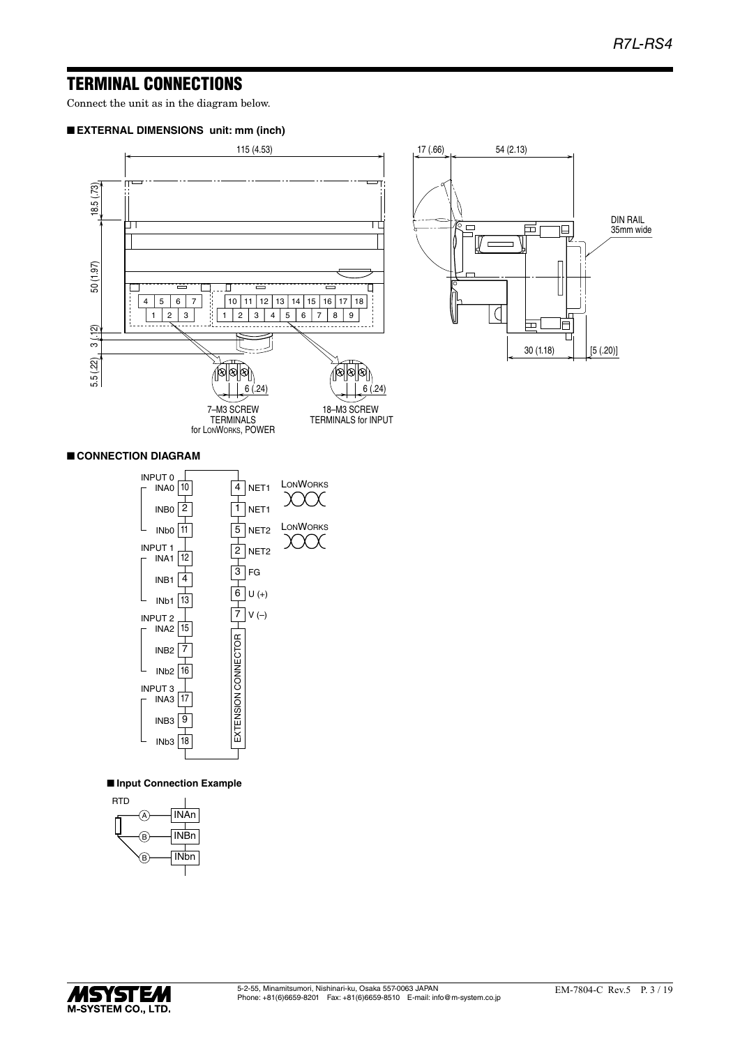## TERMINAL CONNECTIONS

Connect the unit as in the diagram below.

### ■ EXTERNAL DIMENSIONS unit: mm (inch)

115 (4.53)

17 (.66) 54 (2.13)

18.5 (.73)

50 (1.97)

3 (.12)

5.5 (.22)

DIN RAIL 35mm wide

30 (1.18) [5 (.20)]

6 (.24) 6 (.24)

7–M3 SCREW TERMINALS for LONWORKS, POWER

18–M3 SCREW TERMINALS for INPUT

### ■ CONNECTION DIAGRAM

| Input | Terminal | Signal |
|---|---|---|
| INPUT 0 | 10 | INA0 |
| | 2 | INB0 |
| | 11 | INb0 |
| INPUT 1 | 12 | INA1 |
| | 4 | INB1 |
| | 13 | INb1 |
| INPUT 2 | 15 | INA2 |
| | 7 | INB2 |
| | 16 | INb2 |
| INPUT 3 | 17 | INA3 |
| | 9 | INB3 |
| | 18 | INb3 |

| Terminal | Signal |
|---|---|
| 4 | NET1 (LONWORKS) |
| 1 | NET1 (LONWORKS) |
| 5 | NET2 (LONWORKS) |
| 2 | NET2 (LONWORKS) |
| 3 | FG |
| 6 | U (+) |
| 7 | V (–) |

EXTENSION CONNECTOR

#### ■ Input Connection Example

RTD

| Lead | Terminal |
|---|---|
| A | INAn |
| B | INBn |
| B | INbn |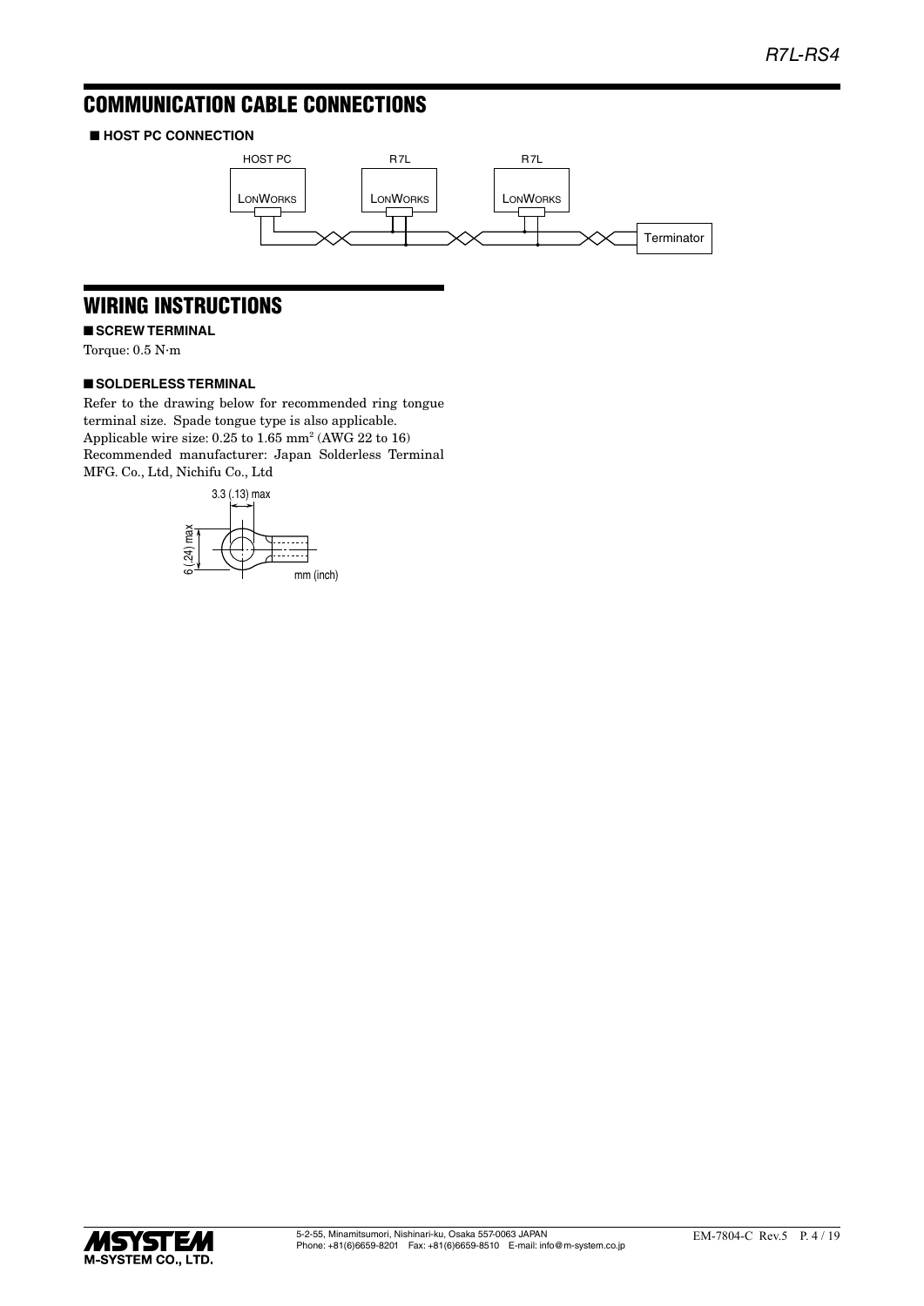## COMMUNICATION CABLE CONNECTIONS

### ■ HOST PC CONNECTION

## WIRING INSTRUCTIONS

### ■ SCREW TERMINAL

Torque: 0.5 N·m

### ■ SOLDERLESS TERMINAL

Refer to the drawing below for recommended ring tongue terminal size. Spade tongue type is also applicable.
Applicable wire size: 0.25 to 1.65 mm$^2$ (AWG 22 to 16)
Recommended manufacturer: Japan Solderless Terminal MFG. Co., Ltd, Nichifu Co., Ltd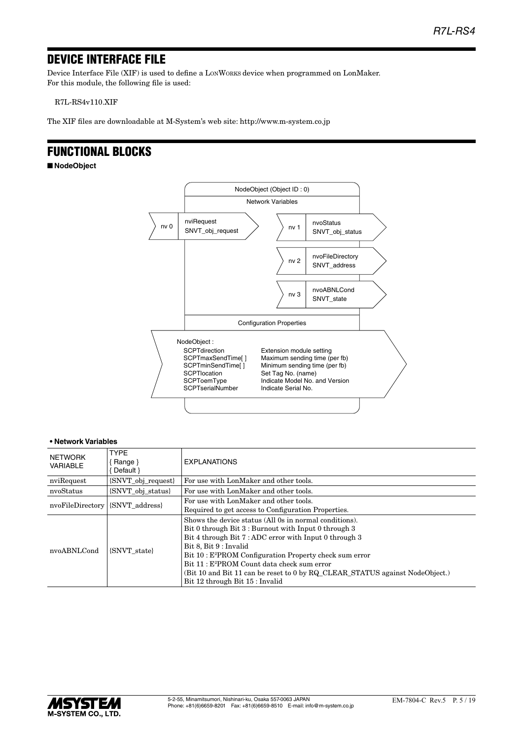## DEVICE INTERFACE FILE

Device Interface File (XIF) is used to define a LonWorks device when programmed on LonMaker.
For this module, the following file is used:

R7L-RS4v110.XIF

The XIF files are downloadable at M-System's web site: http://www.m-system.co.jp

## FUNCTIONAL BLOCKS

■ **NodeObject**

NodeObject (Object ID : 0)

Network Variables

- nv 0 — nviRequest SNVT_obj_request
- nv 1 — nvoStatus SNVT_obj_status
- nv 2 — nvoFileDirectory SNVT_address
- nv 3 — nvoABNLCond SNVT_state

Configuration Properties

NodeObject :

| | |
|---|---|
| SCPTdirection | Extension module setting |
| SCPTmaxSendTime[ ] | Maximum sending time (per fb) |
| SCPTminSendTime[ ] | Minimum sending time (per fb) |
| SCPTlocation | Set Tag No. (name) |
| SCPToemType | Indicate Model No. and Version |
| SCPTserialNumber | Indicate Serial No. |

**• Network Variables**

| NETWORK VARIABLE | TYPE { Range } { Default } | EXPLANATIONS |
|---|---|---|
| nviRequest | {SNVT_obj_request} | For use with LonMaker and other tools. |
| nvoStatus | {SNVT_obj_status} | For use with LonMaker and other tools. |
| nvoFileDirectory | {SNVT_address} | For use with LonMaker and other tools.<br>Required to get access to Configuration Properties. |
| nvoABNLCond | {SNVT_state} | Shows the device status (All 0s in normal conditions).<br>Bit 0 through Bit 3 : Burnout with Input 0 through 3<br>Bit 4 through Bit 7 : ADC error with Input 0 through 3<br>Bit 8, Bit 9 : Invalid<br>Bit 10 : E²PROM Configuration Property check sum error<br>Bit 11 : E²PROM Count data check sum error<br>(Bit 10 and Bit 11 can be reset to 0 by RQ_CLEAR_STATUS against NodeObject.)<br>Bit 12 through Bit 15 : Invalid |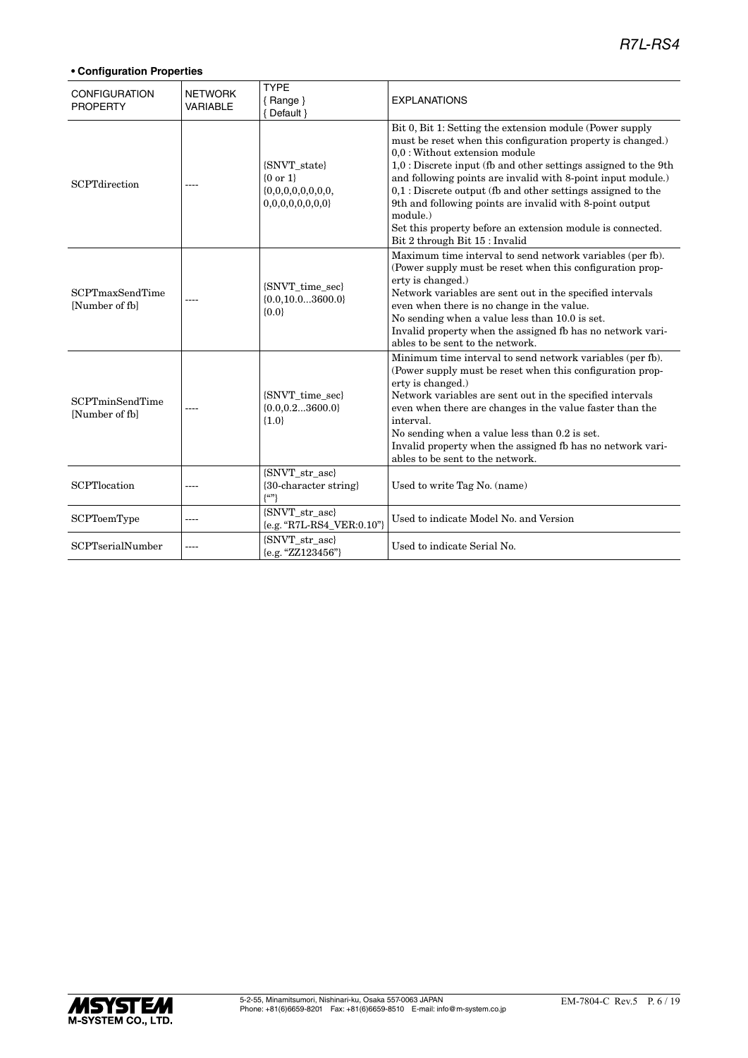**• Configuration Properties**

| CONFIGURATION PROPERTY | NETWORK VARIABLE | TYPE { Range } { Default } | EXPLANATIONS |
|---|---|---|---|
| SCPTdirection | ---- | {SNVT_state} {0 or 1} {0,0,0,0,0,0,0,0, 0,0,0,0,0,0,0,0} | Bit 0, Bit 1: Setting the extension module (Power supply must be reset when this configuration property is changed.)<br>0,0 : Without extension module<br>1,0 : Discrete input (fb and other settings assigned to the 9th and following points are invalid with 8-point input module.)<br>0,1 : Discrete output (fb and other settings assigned to the 9th and following points are invalid with 8-point output module.)<br>Set this property before an extension module is connected.<br>Bit 2 through Bit 15 : Invalid |
| SCPTmaxSendTime [Number of fb] | ---- | {SNVT_time_sec} {0.0,10.0...3600.0} {0.0} | Maximum time interval to send network variables (per fb). (Power supply must be reset when this configuration property is changed.)<br>Network variables are sent out in the specified intervals even when there is no change in the value.<br>No sending when a value less than 10.0 is set.<br>Invalid property when the assigned fb has no network variables to be sent to the network. |
| SCPTminSendTime [Number of fb] | ---- | {SNVT_time_sec} {0.0,0.2...3600.0} {1.0} | Minimum time interval to send network variables (per fb). (Power supply must be reset when this configuration property is changed.)<br>Network variables are sent out in the specified intervals even when there are changes in the value faster than the interval.<br>No sending when a value less than 0.2 is set.<br>Invalid property when the assigned fb has no network variables to be sent to the network. |
| SCPTlocation | ---- | {SNVT_str_asc} {30-character string} {""} | Used to write Tag No. (name) |
| SCPToemType | ---- | {SNVT_str_asc} {e.g. "R7L-RS4_VER:0.10"} | Used to indicate Model No. and Version |
| SCPTserialNumber | ---- | {SNVT_str_asc} {e.g. "ZZ123456"} | Used to indicate Serial No. |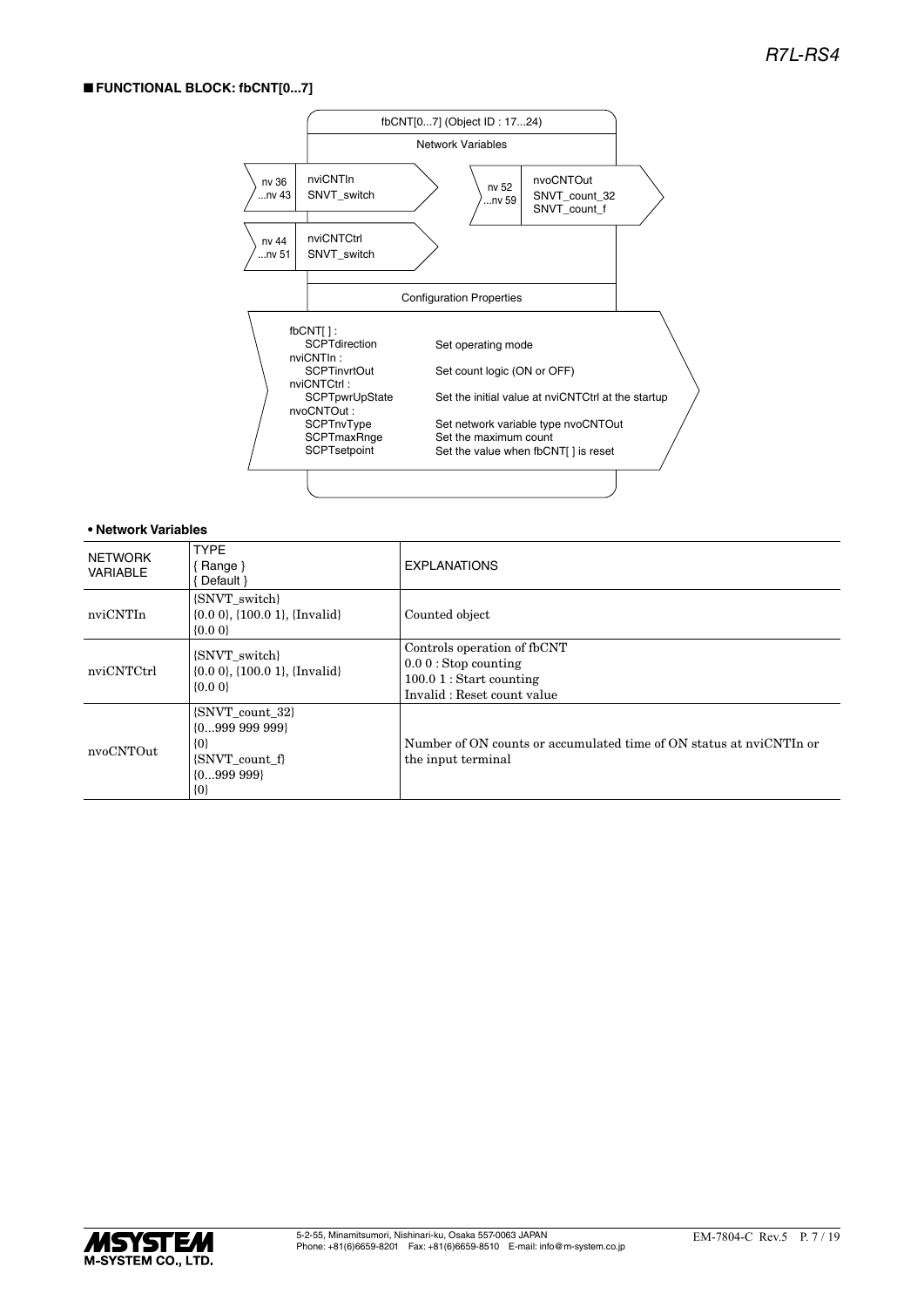## ■ FUNCTIONAL BLOCK: fbCNT[0...7]

fbCNT[0...7] (Object ID : 17...24)

Network Variables

| nv | Name | Type |
|---|---|---|
| nv 36 ...nv 43 | nviCNTIn | SNVT_switch |
| nv 44 ...nv 51 | nviCNTCtrl | SNVT_switch |
| nv 52 ...nv 59 | nvoCNTOut | SNVT_count_32 SNVT_count_f |

Configuration Properties

| Property | Description |
|---|---|
| fbCNT[ ] : SCPTdirection | Set operating mode |
| nviCNTIn : SCPTinvrtOut | Set count logic (ON or OFF) |
| nviCNTCtrl : SCPTpwrUpState | Set the initial value at nviCNTCtrl at the startup |
| nvoCNTOut : SCPTnvType | Set network variable type nvoCNTOut |
| SCPTmaxRnge | Set the maximum count |
| SCPTsetpoint | Set the value when fbCNT[ ] is reset |

### • Network Variables

| NETWORK VARIABLE | TYPE { Range } { Default } | EXPLANATIONS |
|---|---|---|
| nviCNTIn | {SNVT_switch} {0.0 0}, {100.0 1}, {Invalid} {0.0 0} | Counted object |
| nviCNTCtrl | {SNVT_switch} {0.0 0}, {100.0 1}, {Invalid} {0.0 0} | Controls operation of fbCNT<br>0.0 0 : Stop counting<br>100.0 1 : Start counting<br>Invalid : Reset count value |
| nvoCNTOut | {SNVT_count_32} {0...999 999 999} {0} {SNVT_count_f} {0...999 999} {0} | Number of ON counts or accumulated time of ON status at nviCNTIn or the input terminal |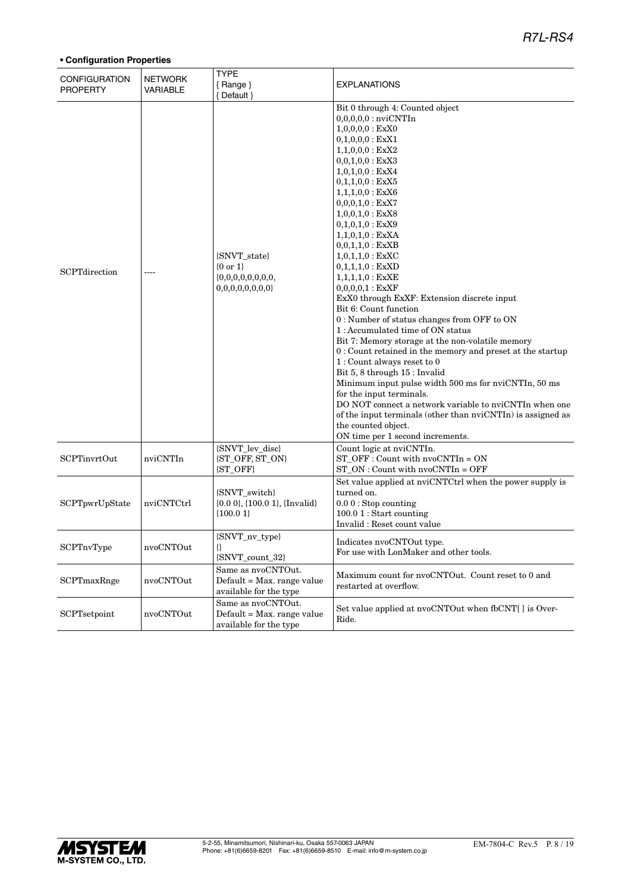**• Configuration Properties**

| CONFIGURATION PROPERTY | NETWORK VARIABLE | TYPE<br>{ Range }<br>{ Default } | EXPLANATIONS |
|---|---|---|---|
| SCPTdirection | ---- | {SNVT_state}<br>{0 or 1}<br>{0,0,0,0,0,0,0,0,<br>0,0,0,0,0,0,0,0} | Bit 0 through 4: Counted object<br>0,0,0,0,0 : nviCNTIn<br>1,0,0,0,0 : ExX0<br>0,1,0,0,0 : ExX1<br>1,1,0,0,0 : ExX2<br>0,0,1,0,0 : ExX3<br>1,0,1,0,0 : ExX4<br>0,1,1,0,0 : ExX5<br>1,1,1,0,0 : ExX6<br>0,0,0,1,0 : ExX7<br>1,0,0,1,0 : ExX8<br>0,1,0,1,0 : ExX9<br>1,1,0,1,0 : ExXA<br>0,0,1,1,0 : ExXB<br>1,0,1,1,0 : ExXC<br>0,1,1,1,0 : ExXD<br>1,1,1,1,0 : ExXE<br>0,0,0,0,1 : ExXF<br>ExX0 through ExXF: Extension discrete input<br>Bit 6: Count function<br>0 : Number of status changes from OFF to ON<br>1 : Accumulated time of ON status<br>Bit 7: Memory storage at the non-volatile memory<br>0 : Count retained in the memory and preset at the startup<br>1 : Count always reset to 0<br>Bit 5, 8 through 15 : Invalid<br>Minimum input pulse width 500 ms for nviCNTIn, 50 ms for the input terminals.<br>DO NOT connect a network variable to nviCNTIn when one of the input terminals (other than nviCNTIn) is assigned as the counted object.<br>ON time per 1 second increments. |
| SCPTinvrtOut | nviCNTIn | {SNVT_lev_disc}<br>{ST_OFF, ST_ON}<br>{ST_OFF} | Count logic at nviCNTIn.<br>ST_OFF : Count with nvoCNTIn = ON<br>ST_ON : Count with nvoCNTIn = OFF |
| SCPTpwrUpState | nviCNTCtrl | {SNVT_switch}<br>{0.0 0}, {100.0 1}, {Invalid}<br>{100.0 1} | Set value applied at nviCNTCtrl when the power supply is turned on.<br>0.0 0 : Stop counting<br>100.0 1 : Start counting<br>Invalid : Reset count value |
| SCPTnvType | nvoCNTOut | {SNVT_nv_type}<br>{}<br>{SNVT_count_32} | Indicates nvoCNTOut type.<br>For use with LonMaker and other tools. |
| SCPTmaxRnge | nvoCNTOut | Same as nvoCNTOut.<br>Default = Max. range value available for the type | Maximum count for nvoCNTOut. Count reset to 0 and restarted at overflow. |
| SCPTsetpoint | nvoCNTOut | Same as nvoCNTOut.<br>Default = Max. range value available for the type | Set value applied at nvoCNTOut when fbCNT[ ] is Over-Ride. |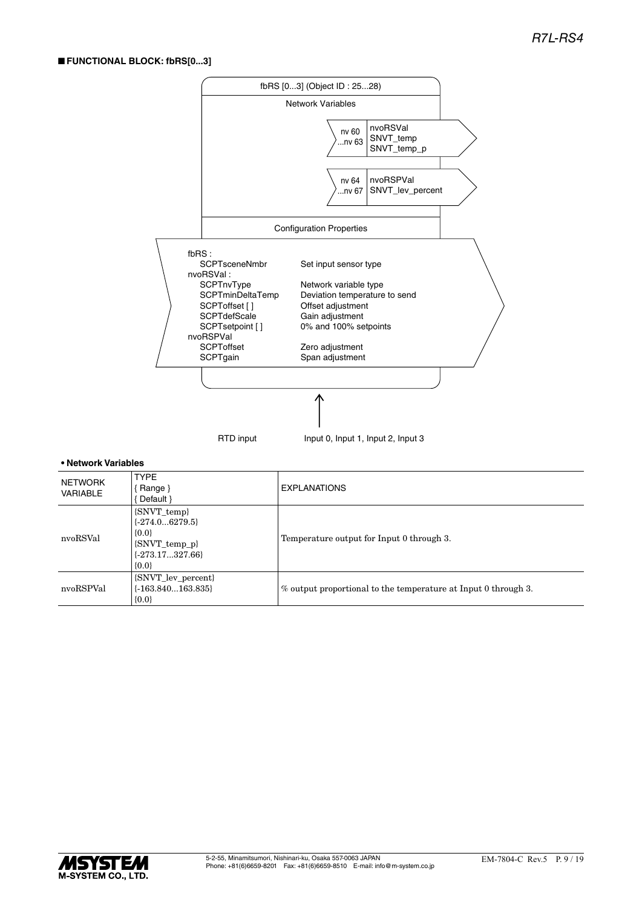## ■ FUNCTIONAL BLOCK: fbRS[0...3]

fbRS [0...3] (Object ID : 25...28)

Network Variables

| | | |
|---|---|---|
| nv 60 ...nv 63 | nvoRSVal SNVT_temp SNVT_temp_p | |
| nv 64 ...nv 67 | nvoRSPVal SNVT_lev_percent | |

Configuration Properties

fbRS :
- SCPTsceneNmbr — Set input sensor type

nvoRSVal :
- SCPTnvType — Network variable type
- SCPTminDeltaTemp — Deviation temperature to send
- SCPToffset [ ] — Offset adjustment
- SCPTdefScale — Gain adjustment
- SCPTsetpoint [ ] — 0% and 100% setpoints

nvoRSPVal
- SCPToffset — Zero adjustment
- SCPTgain — Span adjustment

RTD input — Input 0, Input 1, Input 2, Input 3

**• Network Variables**

| NETWORK VARIABLE | TYPE { Range } { Default } | EXPLANATIONS |
|---|---|---|
| nvoRSVal | {SNVT_temp} {-274.0...6279.5} {0.0} {SNVT_temp_p} {-273.17...327.66} {0.0} | Temperature output for Input 0 through 3. |
| nvoRSPVal | {SNVT_lev_percent} {-163.840...163.835} {0.0} | % output proportional to the temperature at Input 0 through 3. |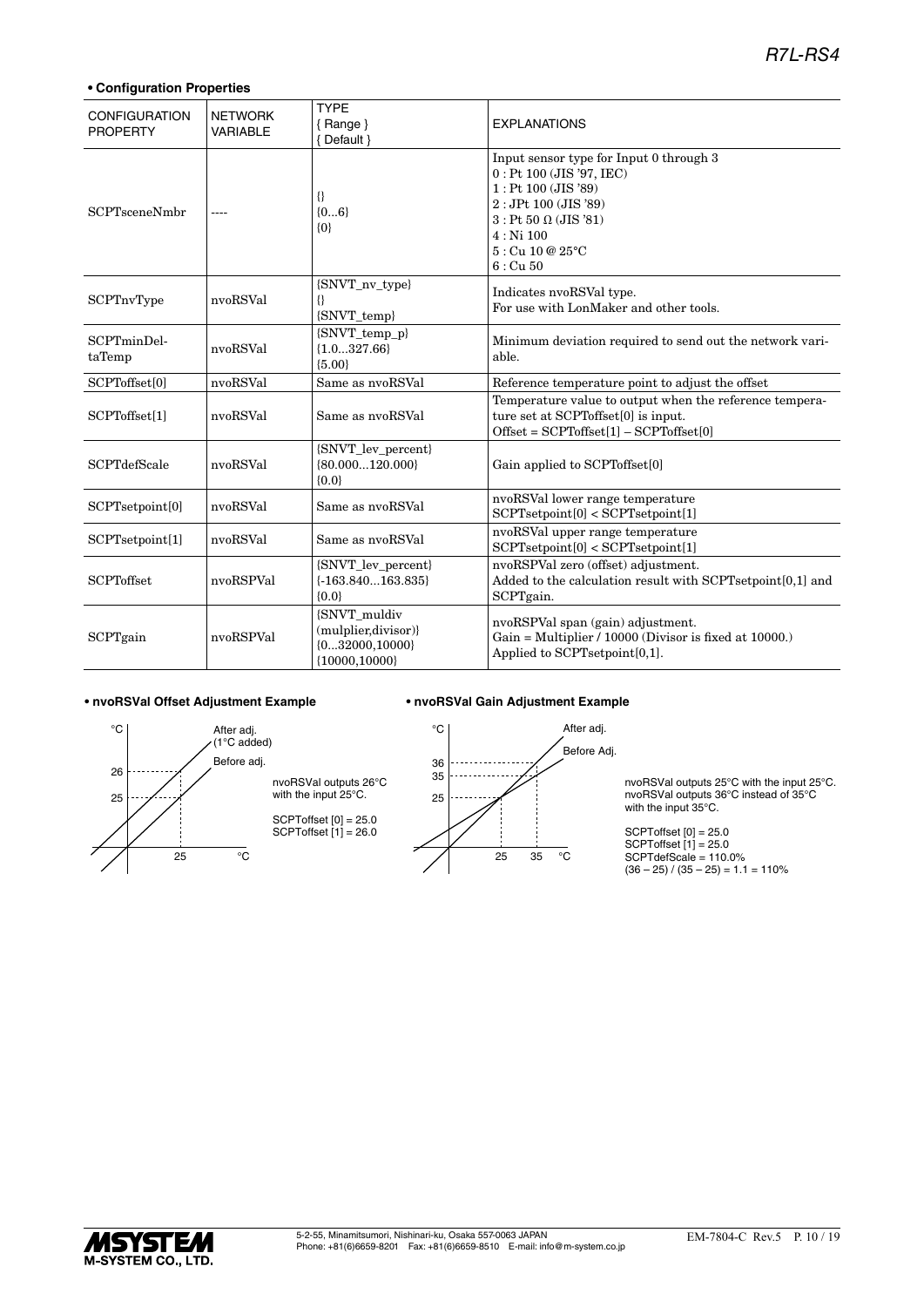**• Configuration Properties**

| CONFIGURATION PROPERTY | NETWORK VARIABLE | TYPE { Range } { Default } | EXPLANATIONS |
|---|---|---|---|
| SCPTsceneNmbr | ---- | {} {0...6} {0} | Input sensor type for Input 0 through 3<br>0 : Pt 100 (JIS '97, IEC)<br>1 : Pt 100 (JIS '89)<br>2 : JPt 100 (JIS '89)<br>3 : Pt 50 Ω (JIS '81)<br>4 : Ni 100<br>5 : Cu 10 @ 25°C<br>6 : Cu 50 |
| SCPTnvType | nvoRSVal | {SNVT_nv_type} {} {SNVT_temp} | Indicates nvoRSVal type.<br>For use with LonMaker and other tools. |
| SCPTminDeltaTemp | nvoRSVal | {SNVT_temp_p} {1.0...327.66} {5.00} | Minimum deviation required to send out the network variable. |
| SCPToffset[0] | nvoRSVal | Same as nvoRSVal | Reference temperature point to adjust the offset |
| SCPToffset[1] | nvoRSVal | Same as nvoRSVal | Temperature value to output when the reference temperature set at SCPToffset[0] is input.<br>Offset = SCPToffset[1] – SCPToffset[0] |
| SCPTdefScale | nvoRSVal | {SNVT_lev_percent} {80.000...120.000} {0.0} | Gain applied to SCPToffset[0] |
| SCPTsetpoint[0] | nvoRSVal | Same as nvoRSVal | nvoRSVal lower range temperature<br>SCPTsetpoint[0] < SCPTsetpoint[1] |
| SCPTsetpoint[1] | nvoRSVal | Same as nvoRSVal | nvoRSVal upper range temperature<br>SCPTsetpoint[0] < SCPTsetpoint[1] |
| SCPToffset | nvoRSPVal | {SNVT_lev_percent} {-163.840...163.835} {0.0} | nvoRSPVal zero (offset) adjustment.<br>Added to the calculation result with SCPTsetpoint[0,1] and SCPTgain. |
| SCPTgain | nvoRSPVal | {SNVT_muldiv (mulplier,divisor)} {0...32000,10000} {10000,10000} | nvoRSPVal span (gain) adjustment.<br>Gain = Multiplier / 10000 (Divisor is fixed at 10000.)<br>Applied to SCPTsetpoint[0,1]. |

**• nvoRSVal Offset Adjustment Example**

nvoRSVal outputs 26°C with the input 25°C.

SCPToffset [0] = 25.0
SCPToffset [1] = 26.0

**• nvoRSVal Gain Adjustment Example**

nvoRSVal outputs 25°C with the input 25°C.
nvoRSVal outputs 36°C instead of 35°C with the input 35°C.

SCPToffset [0] = 25.0
SCPToffset [1] = 25.0
SCPTdefScale = 110.0%
(36 – 25) / (35 – 25) = 1.1 = 110%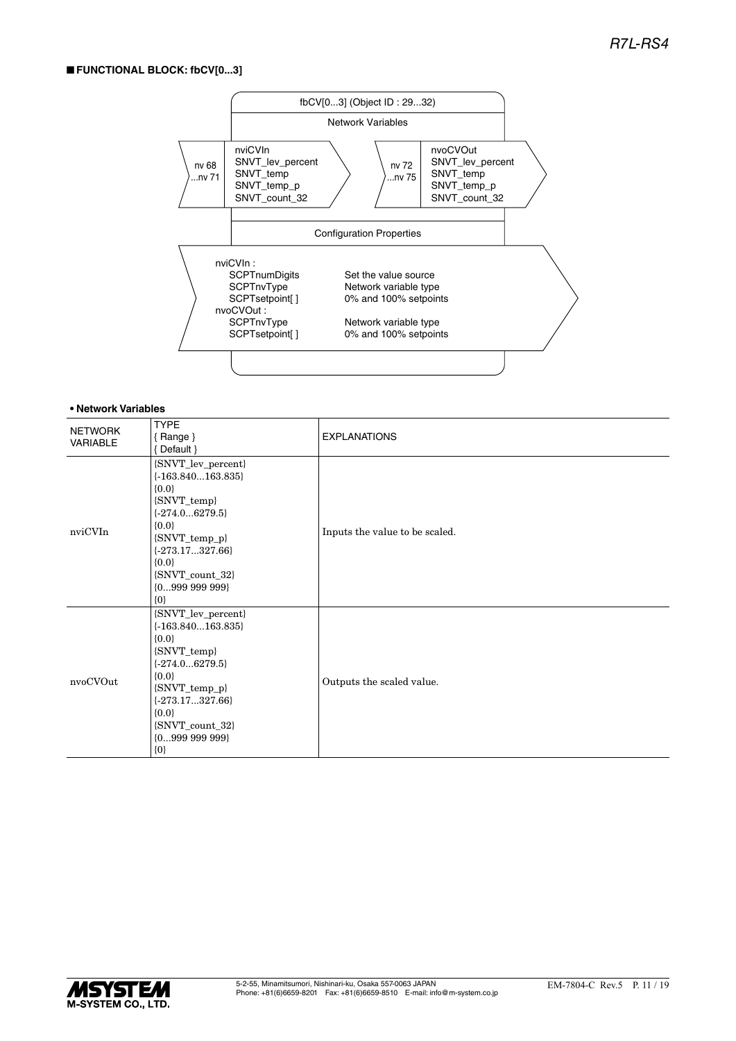## ■ FUNCTIONAL BLOCK: fbCV[0...3]

fbCV[0...3] (Object ID : 29...32)

Network Variables

| | Input | | Output |
|---|---|---|---|
| nv 68 ...nv 71 | nviCVIn<br>SNVT_lev_percent<br>SNVT_temp<br>SNVT_temp_p<br>SNVT_count_32 | nv 72 ...nv 75 | nvoCVOut<br>SNVT_lev_percent<br>SNVT_temp<br>SNVT_temp_p<br>SNVT_count_32 |

Configuration Properties

nviCVIn :

| | |
|---|---|
| SCPTnumDigits | Set the value source |
| SCPTnvType | Network variable type |
| SCPTsetpoint[ ] | 0% and 100% setpoints |

nvoCVOut :

| | |
|---|---|
| SCPTnvType | Network variable type |
| SCPTsetpoint[ ] | 0% and 100% setpoints |

**• Network Variables**

| NETWORK VARIABLE | TYPE<br>{ Range }<br>{ Default } | EXPLANATIONS |
|---|---|---|
| nviCVIn | {SNVT_lev_percent}<br>{-163.840...163.835}<br>{0.0}<br>{SNVT_temp}<br>{-274.0...6279.5}<br>{0.0}<br>{SNVT_temp_p}<br>{-273.17...327.66}<br>{0.0}<br>{SNVT_count_32}<br>{0...999 999 999}<br>{0} | Inputs the value to be scaled. |
| nvoCVOut | {SNVT_lev_percent}<br>{-163.840...163.835}<br>{0.0}<br>{SNVT_temp}<br>{-274.0...6279.5}<br>{0.0}<br>{SNVT_temp_p}<br>{-273.17...327.66}<br>{0.0}<br>{SNVT_count_32}<br>{0...999 999 999}<br>{0} | Outputs the scaled value. |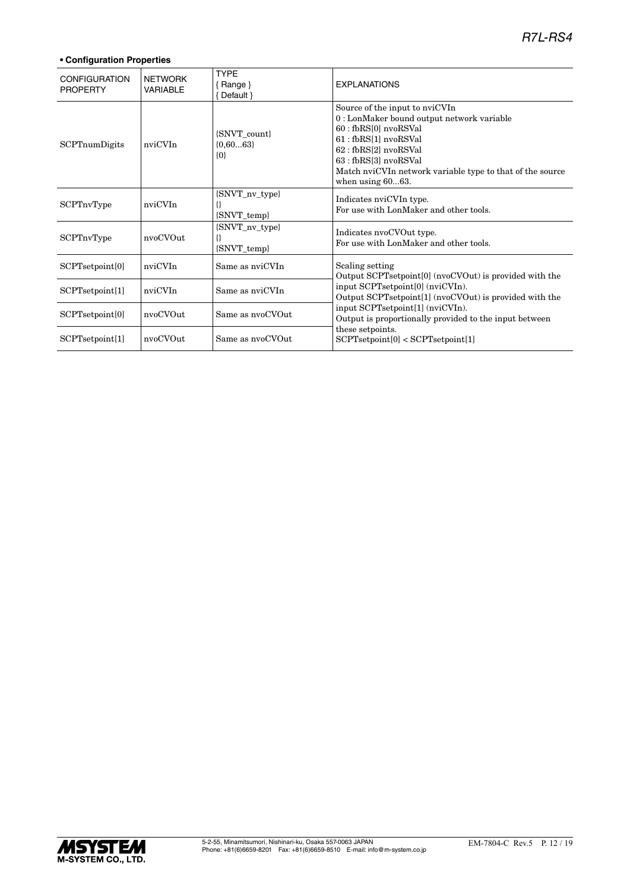**• Configuration Properties**

| CONFIGURATION PROPERTY | NETWORK VARIABLE | TYPE { Range } { Default } | EXPLANATIONS |
|---|---|---|---|
| SCPTnumDigits | nviCVIn | {SNVT_count} {0,60...63} {0} | Source of the input to nviCVIn<br>0 : LonMaker bound output network variable<br>60 : fbRS[0] nvoRSVal<br>61 : fbRS[1] nvoRSVal<br>62 : fbRS[2] nvoRSVal<br>63 : fbRS[3] nvoRSVal<br>Match nviCVIn network variable type to that of the source when using 60...63. |
| SCPTnvType | nviCVIn | {SNVT_nv_type} {} {SNVT_temp} | Indicates nviCVIn type.<br>For use with LonMaker and other tools. |
| SCPTnvType | nvoCVOut | {SNVT_nv_type} {} {SNVT_temp} | Indicates nvoCVOut type.<br>For use with LonMaker and other tools. |
| SCPTsetpoint[0] | nviCVIn | Same as nviCVIn | Scaling setting<br>Output SCPTsetpoint[0] (nvoCVOut) is provided with the input SCPTsetpoint[0] (nviCVIn).<br>Output SCPTsetpoint[1] (nvoCVOut) is provided with the input SCPTsetpoint[1] (nviCVIn).<br>Output is proportionally provided to the input between these setpoints.<br>SCPTsetpoint[0] < SCPTsetpoint[1] |
| SCPTsetpoint[1] | nviCVIn | Same as nviCVIn | |
| SCPTsetpoint[0] | nvoCVOut | Same as nvoCVOut | |
| SCPTsetpoint[1] | nvoCVOut | Same as nvoCVOut | |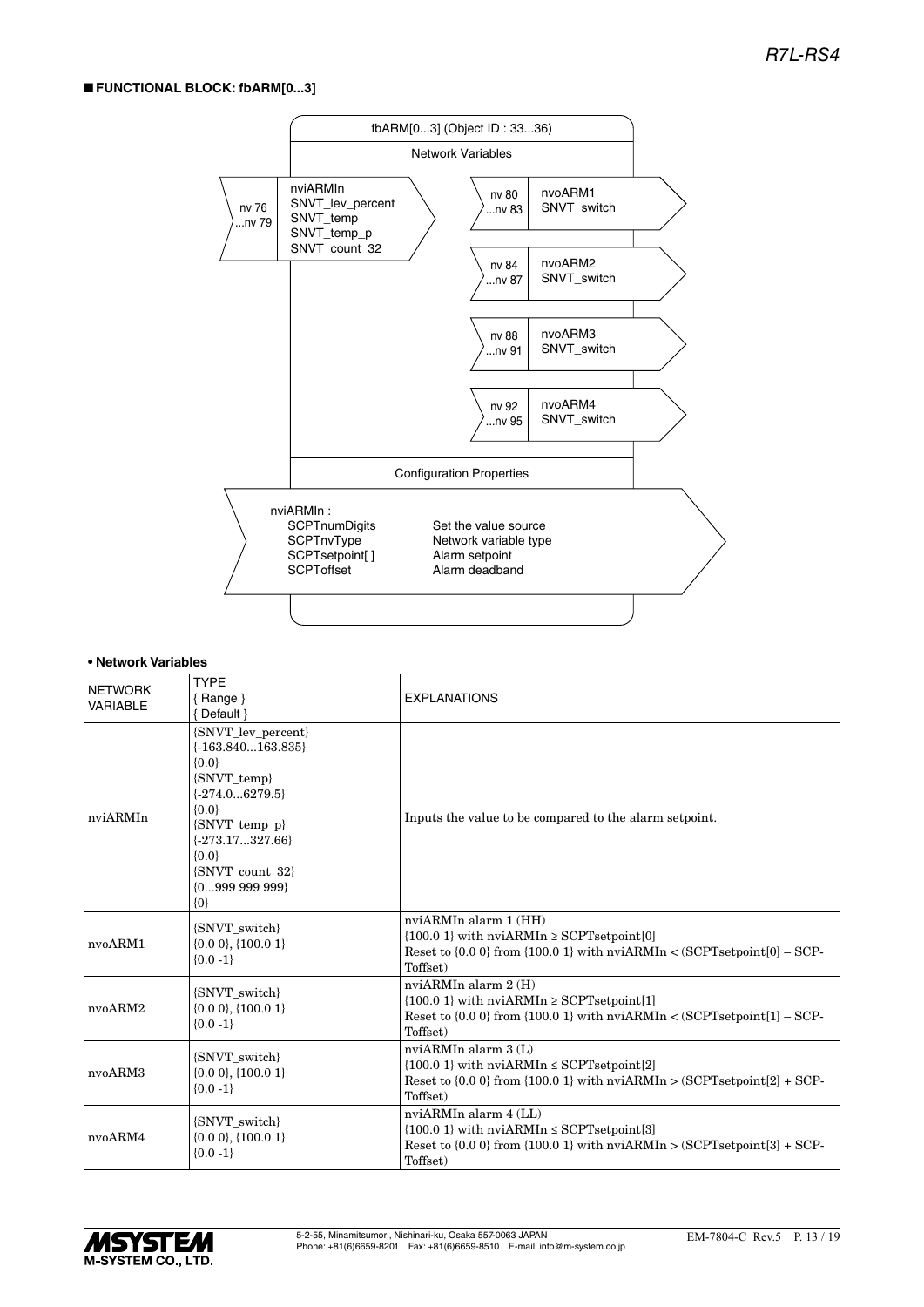## ■ FUNCTIONAL BLOCK: fbARM[0...3]

fbARM[0...3] (Object ID : 33...36)

Network Variables

| nv | Network Variable | Type |
|---|---|---|
| nv 76 ...nv 79 | nviARMIn | SNVT_lev_percent, SNVT_temp, SNVT_temp_p, SNVT_count_32 |
| nv 80 ...nv 83 | nvoARM1 | SNVT_switch |
| nv 84 ...nv 87 | nvoARM2 | SNVT_switch |
| nv 88 ...nv 91 | nvoARM3 | SNVT_switch |
| nv 92 ...nv 95 | nvoARM4 | SNVT_switch |

Configuration Properties

nviARMIn :

| | |
|---|---|
| SCPTnumDigits | Set the value source |
| SCPTnvType | Network variable type |
| SCPTsetpoint[ ] | Alarm setpoint |
| SCPToffset | Alarm deadband |

### • Network Variables

| NETWORK VARIABLE | TYPE { Range } { Default } | EXPLANATIONS |
|---|---|---|
| nviARMIn | {SNVT_lev_percent} {-163.840...163.835} {0.0} {SNVT_temp} {-274.0...6279.5} {0.0} {SNVT_temp_p} {-273.17...327.66} {0.0} {SNVT_count_32} {0...999 999 999} {0} | Inputs the value to be compared to the alarm setpoint. |
| nvoARM1 | {SNVT_switch} {0.0 0}, {100.0 1} {0.0 -1} | nviARMIn alarm 1 (HH) {100.0 1} with nviARMIn ≥ SCPTsetpoint[0] Reset to {0.0 0} from {100.0 1} with nviARMIn < (SCPTsetpoint[0] – SCPToffset) |
| nvoARM2 | {SNVT_switch} {0.0 0}, {100.0 1} {0.0 -1} | nviARMIn alarm 2 (H) {100.0 1} with nviARMIn ≥ SCPTsetpoint[1] Reset to {0.0 0} from {100.0 1} with nviARMIn < (SCPTsetpoint[1] – SCPToffset) |
| nvoARM3 | {SNVT_switch} {0.0 0}, {100.0 1} {0.0 -1} | nviARMIn alarm 3 (L) {100.0 1} with nviARMIn ≤ SCPTsetpoint[2] Reset to {0.0 0} from {100.0 1} with nviARMIn > (SCPTsetpoint[2] + SCPToffset) |
| nvoARM4 | {SNVT_switch} {0.0 0}, {100.0 1} {0.0 -1} | nviARMIn alarm 4 (LL) {100.0 1} with nviARMIn ≤ SCPTsetpoint[3] Reset to {0.0 0} from {100.0 1} with nviARMIn > (SCPTsetpoint[3] + SCPToffset) |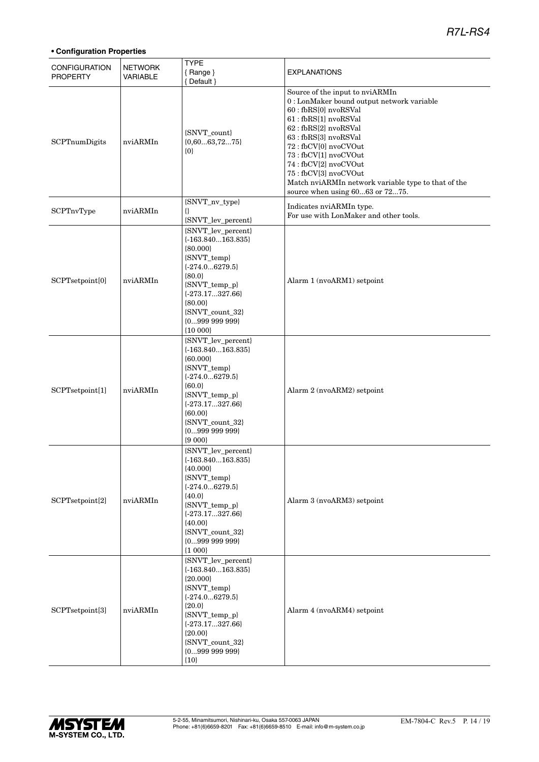**• Configuration Properties**

| CONFIGURATION PROPERTY | NETWORK VARIABLE | TYPE { Range } { Default } | EXPLANATIONS |
|---|---|---|---|
| SCPTnumDigits | nviARMIn | {SNVT_count}<br>{0,60...63,72...75}<br>{0} | Source of the input to nviARMIn<br>0 : LonMaker bound output network variable<br>60 : fbRS[0] nvoRSVal<br>61 : fbRS[1] nvoRSVal<br>62 : fbRS[2] nvoRSVal<br>63 : fbRS[3] nvoRSVal<br>72 : fbCV[0] nvoCVOut<br>73 : fbCV[1] nvoCVOut<br>74 : fbCV[2] nvoCVOut<br>75 : fbCV[3] nvoCVOut<br>Match nviARMIn network variable type to that of the source when using 60...63 or 72...75. |
| SCPTnvType | nviARMIn | {SNVT_nv_type}<br>{}<br>{SNVT_lev_percent} | Indicates nviARMIn type.<br>For use with LonMaker and other tools. |
| SCPTsetpoint[0] | nviARMIn | {SNVT_lev_percent}<br>{-163.840...163.835}<br>{80.000}<br>{SNVT_temp}<br>{-274.0...6279.5}<br>{80.0}<br>{SNVT_temp_p}<br>{-273.17...327.66}<br>{80.00}<br>{SNVT_count_32}<br>{0...999 999 999}<br>{10 000} | Alarm 1 (nvoARM1) setpoint |
| SCPTsetpoint[1] | nviARMIn | {SNVT_lev_percent}<br>{-163.840...163.835}<br>{60.000}<br>{SNVT_temp}<br>{-274.0...6279.5}<br>{60.0}<br>{SNVT_temp_p}<br>{-273.17...327.66}<br>{60.00}<br>{SNVT_count_32}<br>{0...999 999 999}<br>{9 000} | Alarm 2 (nvoARM2) setpoint |
| SCPTsetpoint[2] | nviARMIn | {SNVT_lev_percent}<br>{-163.840...163.835}<br>{40.000}<br>{SNVT_temp}<br>{-274.0...6279.5}<br>{40.0}<br>{SNVT_temp_p}<br>{-273.17...327.66}<br>{40.00}<br>{SNVT_count_32}<br>{0...999 999 999}<br>{1 000} | Alarm 3 (nvoARM3) setpoint |
| SCPTsetpoint[3] | nviARMIn | {SNVT_lev_percent}<br>{-163.840...163.835}<br>{20.000}<br>{SNVT_temp}<br>{-274.0...6279.5}<br>{20.0}<br>{SNVT_temp_p}<br>{-273.17...327.66}<br>{20.00}<br>{SNVT_count_32}<br>{0...999 999 999}<br>{10} | Alarm 4 (nvoARM4) setpoint |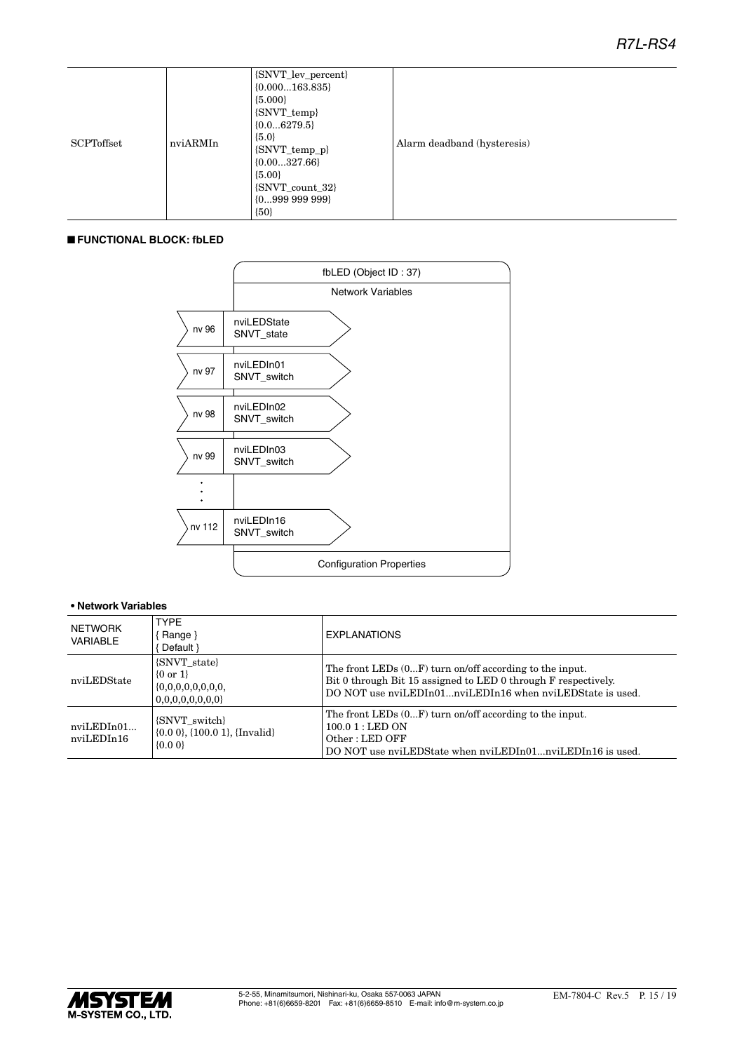| SCPToffset | nviARMIn | {SNVT_lev_percent}<br>{0.000...163.835}<br>{5.000}<br>{SNVT_temp}<br>{0.0...6279.5}<br>{5.0}<br>{SNVT_temp_p}<br>{0.00...327.66}<br>{5.00}<br>{SNVT_count_32}<br>{0...999 999 999}<br>{50} | Alarm deadband (hysteresis) |
|---|---|---|---|

## ■ FUNCTIONAL BLOCK: fbLED

fbLED (Object ID : 37)

Network Variables

| nv | Network Variable | Type |
|---|---|---|
| nv 96 | nviLEDState | SNVT_state |
| nv 97 | nviLEDIn01 | SNVT_switch |
| nv 98 | nviLEDIn02 | SNVT_switch |
| nv 99 | nviLEDIn03 | SNVT_switch |
| ⋮ | | |
| nv 112 | nviLEDIn16 | SNVT_switch |

Configuration Properties

### • Network Variables

| NETWORK VARIABLE | TYPE<br>{ Range }<br>{ Default } | EXPLANATIONS |
|---|---|---|
| nviLEDState | {SNVT_state}<br>{0 or 1}<br>{0,0,0,0,0,0,0,0,<br>0,0,0,0,0,0,0,0} | The front LEDs (0...F) turn on/off according to the input.<br>Bit 0 through Bit 15 assigned to LED 0 through F respectively.<br>DO NOT use nviLEDIn01...nviLEDIn16 when nviLEDState is used. |
| nviLEDIn01...<br>nviLEDIn16 | {SNVT_switch}<br>{0.0 0}, {100.0 1}, {Invalid}<br>{0.0 0} | The front LEDs (0...F) turn on/off according to the input.<br>100.0 1 : LED ON<br>Other : LED OFF<br>DO NOT use nviLEDState when nviLEDIn01...nviLEDIn16 is used. |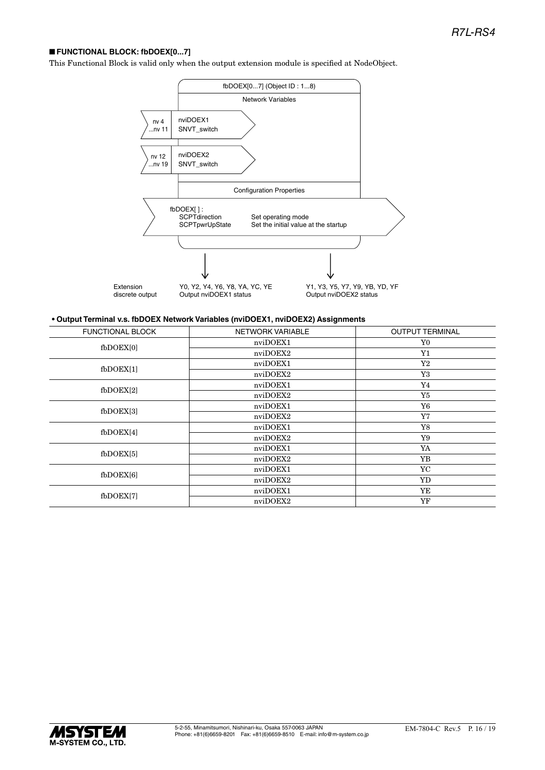## ■ FUNCTIONAL BLOCK: fbDOEX[0...7]

This Functional Block is valid only when the output extension module is specified at NodeObject.

fbDOEX[0...7] (Object ID : 1...8)

Network Variables

nv 4 ...nv 11 — nviDOEX1 SNVT_switch

nv 12 ...nv 19 — nviDOEX2 SNVT_switch

Configuration Properties

fbDOEX[ ] :
- SCPTdirection — Set operating mode
- SCPTpwrUpState — Set the initial value at the startup

Extension discrete output:
- Y0, Y2, Y4, Y6, Y8, YA, YC, YE — Output nviDOEX1 status
- Y1, Y3, Y5, Y7, Y9, YB, YD, YF — Output nviDOEX2 status

**• Output Terminal v.s. fbDOEX Network Variables (nviDOEX1, nviDOEX2) Assignments**

| FUNCTIONAL BLOCK | NETWORK VARIABLE | OUTPUT TERMINAL |
|---|---|---|
| fbDOEX[0] | nviDOEX1 | Y0 |
| | nviDOEX2 | Y1 |
| fbDOEX[1] | nviDOEX1 | Y2 |
| | nviDOEX2 | Y3 |
| fbDOEX[2] | nviDOEX1 | Y4 |
| | nviDOEX2 | Y5 |
| fbDOEX[3] | nviDOEX1 | Y6 |
| | nviDOEX2 | Y7 |
| fbDOEX[4] | nviDOEX1 | Y8 |
| | nviDOEX2 | Y9 |
| fbDOEX[5] | nviDOEX1 | YA |
| | nviDOEX2 | YB |
| fbDOEX[6] | nviDOEX1 | YC |
| | nviDOEX2 | YD |
| fbDOEX[7] | nviDOEX1 | YE |
| | nviDOEX2 | YF |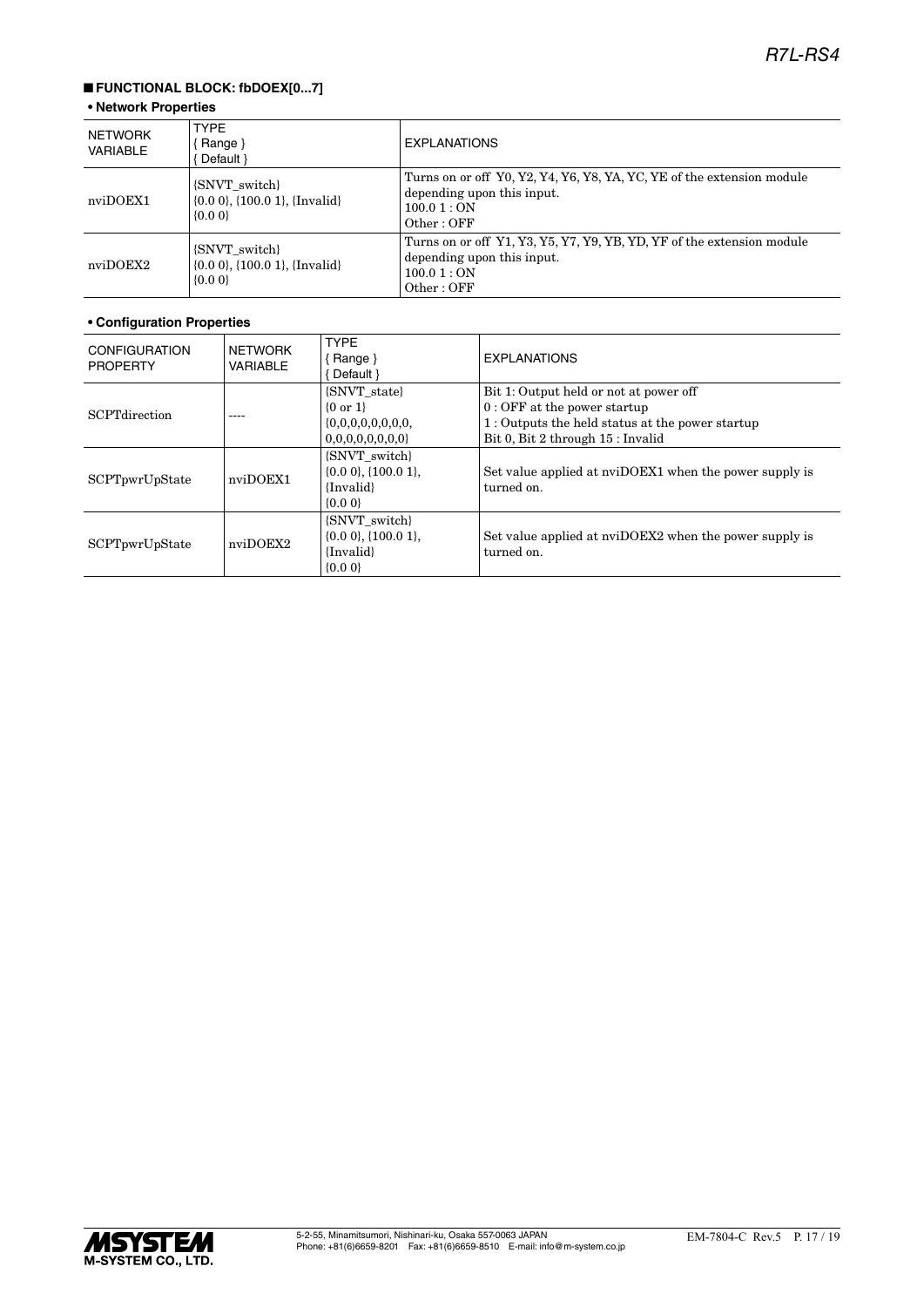## ■ FUNCTIONAL BLOCK: fbDOEX[0...7]

**• Network Properties**

| NETWORK VARIABLE | TYPE { Range } { Default } | EXPLANATIONS |
|---|---|---|
| nviDOEX1 | {SNVT_switch} {0.0 0}, {100.0 1}, {Invalid} {0.0 0} | Turns on or off Y0, Y2, Y4, Y6, Y8, YA, YC, YE of the extension module depending upon this input. 100.0 1 : ON Other : OFF |
| nviDOEX2 | {SNVT_switch} {0.0 0}, {100.0 1}, {Invalid} {0.0 0} | Turns on or off Y1, Y3, Y5, Y7, Y9, YB, YD, YF of the extension module depending upon this input. 100.0 1 : ON Other : OFF |

**• Configuration Properties**

| CONFIGURATION PROPERTY | NETWORK VARIABLE | TYPE { Range } { Default } | EXPLANATIONS |
|---|---|---|---|
| SCPTdirection | ---- | {SNVT_state} {0 or 1} {0,0,0,0,0,0,0,0, 0,0,0,0,0,0,0,0} | Bit 1: Output held or not at power off 0 : OFF at the power startup 1 : Outputs the held status at the power startup Bit 0, Bit 2 through 15 : Invalid |
| SCPTpwrUpState | nviDOEX1 | {SNVT_switch} {0.0 0}, {100.0 1}, {Invalid} {0.0 0} | Set value applied at nviDOEX1 when the power supply is turned on. |
| SCPTpwrUpState | nviDOEX2 | {SNVT_switch} {0.0 0}, {100.0 1}, {Invalid} {0.0 0} | Set value applied at nviDOEX2 when the power supply is turned on. |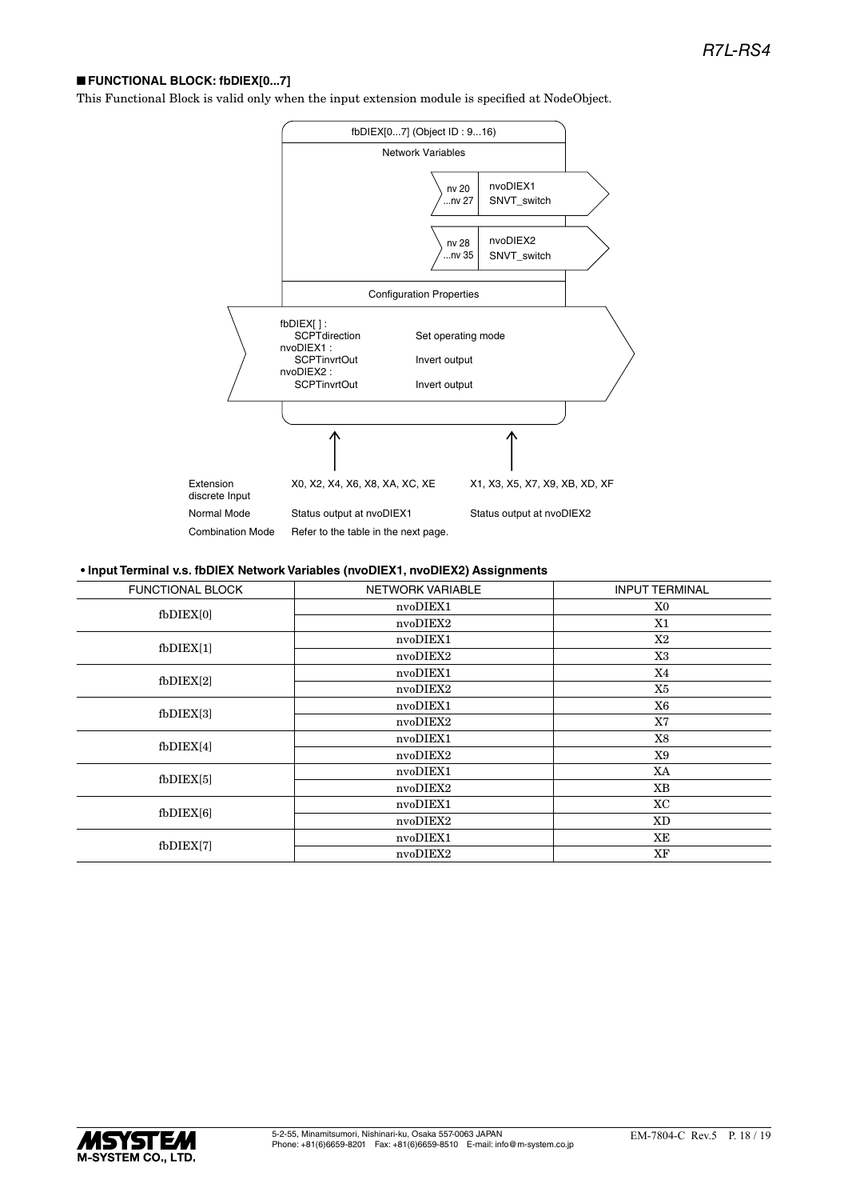## ■ FUNCTIONAL BLOCK: fbDIEX[0...7]

This Functional Block is valid only when the input extension module is specified at NodeObject.

fbDIEX[0...7] (Object ID : 9...16)

Network Variables

| | | |
|---|---|---|
| nv 20 ...nv 27 | nvoDIEX1 | SNVT_switch |
| nv 28 ...nv 35 | nvoDIEX2 | SNVT_switch |

Configuration Properties

| | | |
|---|---|---|
| fbDIEX[ ] : | SCPTdirection | Set operating mode |
| nvoDIEX1 : | SCPTinvrtOut | Invert output |
| nvoDIEX2 : | SCPTinvrtOut | Invert output |

| | | |
|---|---|---|
| Extension discrete Input | X0, X2, X4, X6, X8, XA, XC, XE | X1, X3, X5, X7, X9, XB, XD, XF |
| Normal Mode | Status output at nvoDIEX1 | Status output at nvoDIEX2 |
| Combination Mode | Refer to the table in the next page. | |

**• Input Terminal v.s. fbDIEX Network Variables (nvoDIEX1, nvoDIEX2) Assignments**

| FUNCTIONAL BLOCK | NETWORK VARIABLE | INPUT TERMINAL |
|---|---|---|
| fbDIEX[0] | nvoDIEX1 | X0 |
| | nvoDIEX2 | X1 |
| fbDIEX[1] | nvoDIEX1 | X2 |
| | nvoDIEX2 | X3 |
| fbDIEX[2] | nvoDIEX1 | X4 |
| | nvoDIEX2 | X5 |
| fbDIEX[3] | nvoDIEX1 | X6 |
| | nvoDIEX2 | X7 |
| fbDIEX[4] | nvoDIEX1 | X8 |
| | nvoDIEX2 | X9 |
| fbDIEX[5] | nvoDIEX1 | XA |
| | nvoDIEX2 | XB |
| fbDIEX[6] | nvoDIEX1 | XC |
| | nvoDIEX2 | XD |
| fbDIEX[7] | nvoDIEX1 | XE |
| | nvoDIEX2 | XF |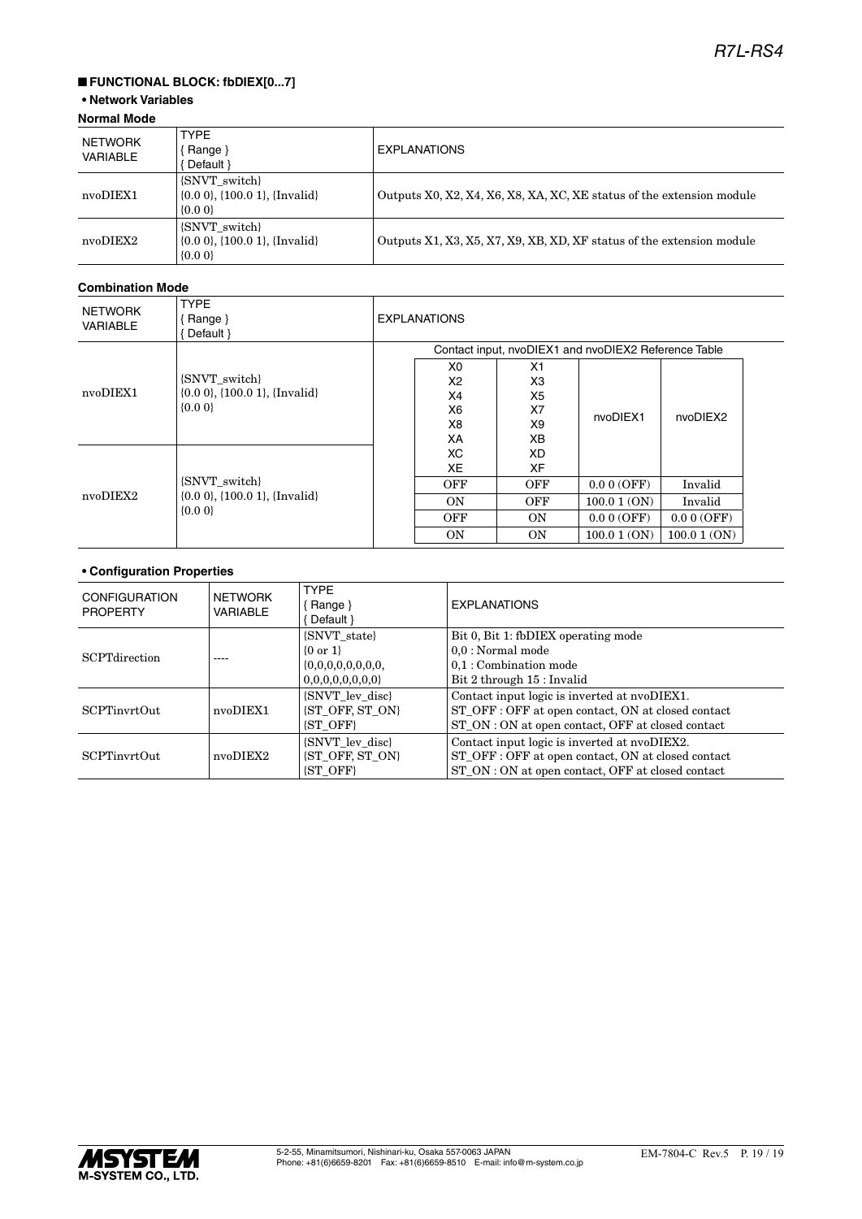## ■ FUNCTIONAL BLOCK: fbDIEX[0...7]

### • Network Variables

**Normal Mode**

| NETWORK VARIABLE | TYPE { Range } { Default } | EXPLANATIONS |
|---|---|---|
| nvoDIEX1 | {SNVT_switch} {0.0 0}, {100.0 1}, {Invalid} {0.0 0} | Outputs X0, X2, X4, X6, X8, XA, XC, XE status of the extension module |
| nvoDIEX2 | {SNVT_switch} {0.0 0}, {100.0 1}, {Invalid} {0.0 0} | Outputs X1, X3, X5, X7, X9, XB, XD, XF status of the extension module |

**Combination Mode**

| NETWORK VARIABLE | TYPE { Range } { Default } | EXPLANATIONS |
|---|---|---|
| nvoDIEX1 | {SNVT_switch} {0.0 0}, {100.0 1}, {Invalid} {0.0 0} | Contact input, nvoDIEX1 and nvoDIEX2 Reference Table (see below) |
| nvoDIEX2 | {SNVT_switch} {0.0 0}, {100.0 1}, {Invalid} {0.0 0} | |

Contact input, nvoDIEX1 and nvoDIEX2 Reference Table

| X0 X2 X4 X6 X8 XA XC XE | X1 X3 X5 X7 X9 XB XD XF | nvoDIEX1 | nvoDIEX2 |
|---|---|---|---|
| OFF | OFF | 0.0 0 (OFF) | Invalid |
| ON | OFF | 100.0 1 (ON) | Invalid |
| OFF | ON | 0.0 0 (OFF) | 0.0 0 (OFF) |
| ON | ON | 100.0 1 (ON) | 100.0 1 (ON) |

### • Configuration Properties

| CONFIGURATION PROPERTY | NETWORK VARIABLE | TYPE { Range } { Default } | EXPLANATIONS |
|---|---|---|---|
| SCPTdirection | ---- | {SNVT_state} {0 or 1} {0,0,0,0,0,0,0,0, 0,0,0,0,0,0,0,0} | Bit 0, Bit 1: fbDIEX operating mode<br>0,0 : Normal mode<br>0,1 : Combination mode<br>Bit 2 through 15 : Invalid |
| SCPTinvrtOut | nvoDIEX1 | {SNVT_lev_disc} {ST_OFF, ST_ON} {ST_OFF} | Contact input logic is inverted at nvoDIEX1.<br>ST_OFF : OFF at open contact, ON at closed contact<br>ST_ON : ON at open contact, OFF at closed contact |
| SCPTinvrtOut | nvoDIEX2 | {SNVT_lev_disc} {ST_OFF, ST_ON} {ST_OFF} | Contact input logic is inverted at nvoDIEX2.<br>ST_OFF : OFF at open contact, ON at closed contact<br>ST_ON : ON at open contact, OFF at closed contact |